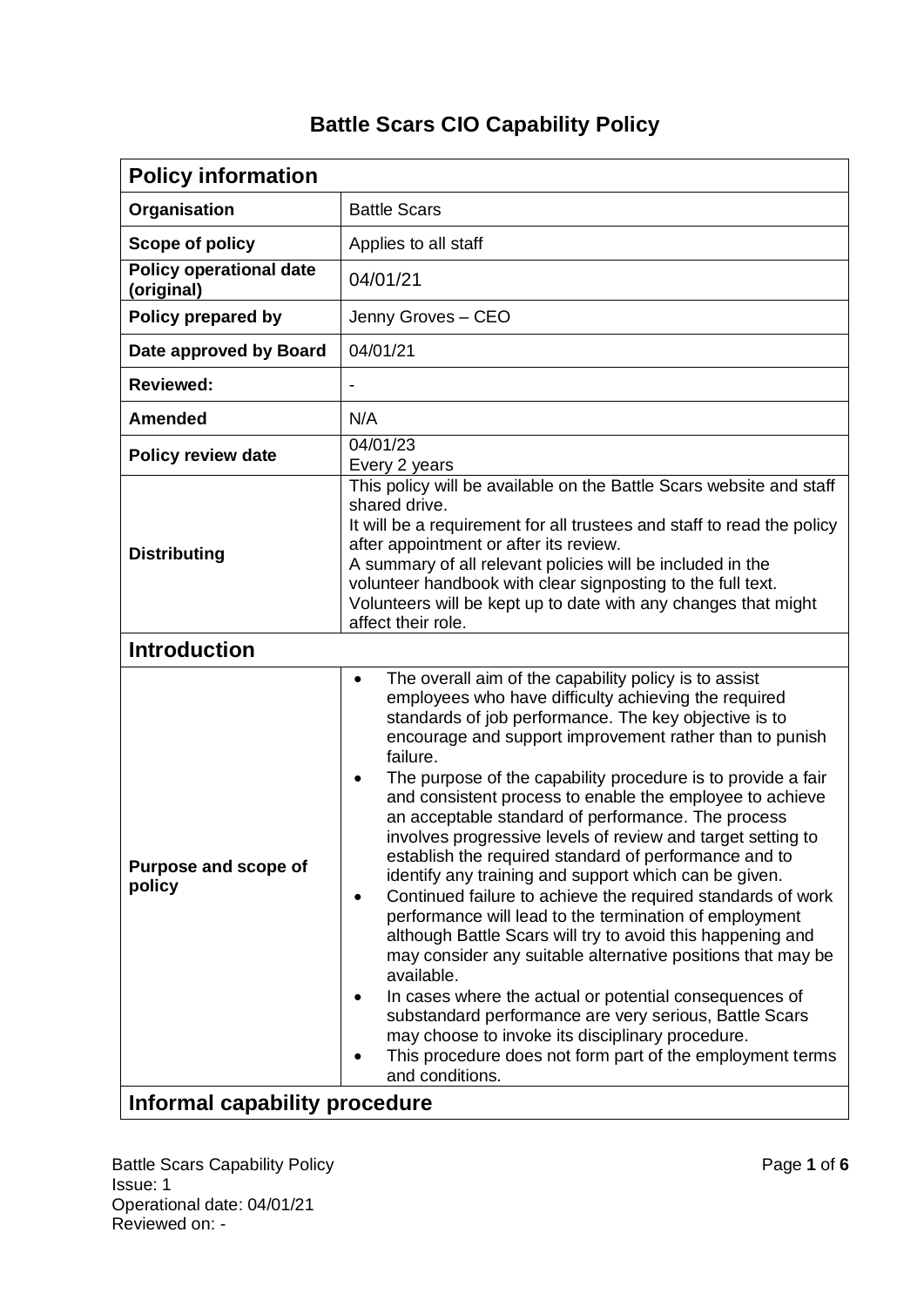# Battle Scars CIO Capability Policy

| **Policy information** | |
|---|---|
| **Organisation** | Battle Scars |
| **Scope of policy** | Applies to all staff |
| **Policy operational date (original)** | 04/01/21 |
| **Policy prepared by** | Jenny Groves – CEO |
| **Date approved by Board** | 04/01/21 |
| **Reviewed:** | - |
| **Amended** | N/A |
| **Policy review date** | 04/01/23<br>Every 2 years |
| **Distributing** | This policy will be available on the Battle Scars website and staff shared drive.<br>It will be a requirement for all trustees and staff to read the policy after appointment or after its review.<br>A summary of all relevant policies will be included in the volunteer handbook with clear signposting to the full text.<br>Volunteers will be kept up to date with any changes that might affect their role. |
| **Introduction** | |
| **Purpose and scope of policy** | • The overall aim of the capability policy is to assist employees who have difficulty achieving the required standards of job performance. The key objective is to encourage and support improvement rather than to punish failure.<br>• The purpose of the capability procedure is to provide a fair and consistent process to enable the employee to achieve an acceptable standard of performance. The process involves progressive levels of review and target setting to establish the required standard of performance and to identify any training and support which can be given.<br>• Continued failure to achieve the required standards of work performance will lead to the termination of employment although Battle Scars will try to avoid this happening and may consider any suitable alternative positions that may be available.<br>• In cases where the actual or potential consequences of substandard performance are very serious, Battle Scars may choose to invoke its disciplinary procedure.<br>• This procedure does not form part of the employment terms and conditions. |
| **Informal capability procedure** | |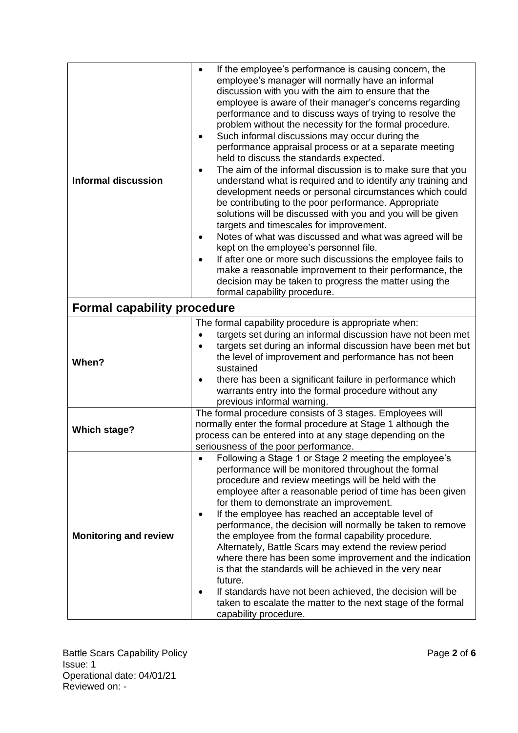| | |
|---|---|
| **Informal discussion** | • If the employee's performance is causing concern, the employee's manager will normally have an informal discussion with you with the aim to ensure that the employee is aware of their manager's concerns regarding performance and to discuss ways of trying to resolve the problem without the necessity for the formal procedure.<br>• Such informal discussions may occur during the performance appraisal process or at a separate meeting held to discuss the standards expected.<br>• The aim of the informal discussion is to make sure that you understand what is required and to identify any training and development needs or personal circumstances which could be contributing to the poor performance. Appropriate solutions will be discussed with you and you will be given targets and timescales for improvement.<br>• Notes of what was discussed and what was agreed will be kept on the employee's personnel file.<br>• If after one or more such discussions the employee fails to make a reasonable improvement to their performance, the decision may be taken to progress the matter using the formal capability procedure. |
| **Formal capability procedure** | |
| **When?** | The formal capability procedure is appropriate when:<br>• targets set during an informal discussion have not been met<br>• targets set during an informal discussion have been met but the level of improvement and performance has not been sustained<br>• there has been a significant failure in performance which warrants entry into the formal procedure without any previous informal warning. |
| **Which stage?** | The formal procedure consists of 3 stages. Employees will normally enter the formal procedure at Stage 1 although the process can be entered into at any stage depending on the seriousness of the poor performance. |
| **Monitoring and review** | • Following a Stage 1 or Stage 2 meeting the employee's performance will be monitored throughout the formal procedure and review meetings will be held with the employee after a reasonable period of time has been given for them to demonstrate an improvement.<br>• If the employee has reached an acceptable level of performance, the decision will normally be taken to remove the employee from the formal capability procedure. Alternately, Battle Scars may extend the review period where there has been some improvement and the indication is that the standards will be achieved in the very near future.<br>• If standards have not been achieved, the decision will be taken to escalate the matter to the next stage of the formal capability procedure. |

Battle Scars Capability Policy
Issue: 1
Operational date: 04/01/21
Reviewed on: -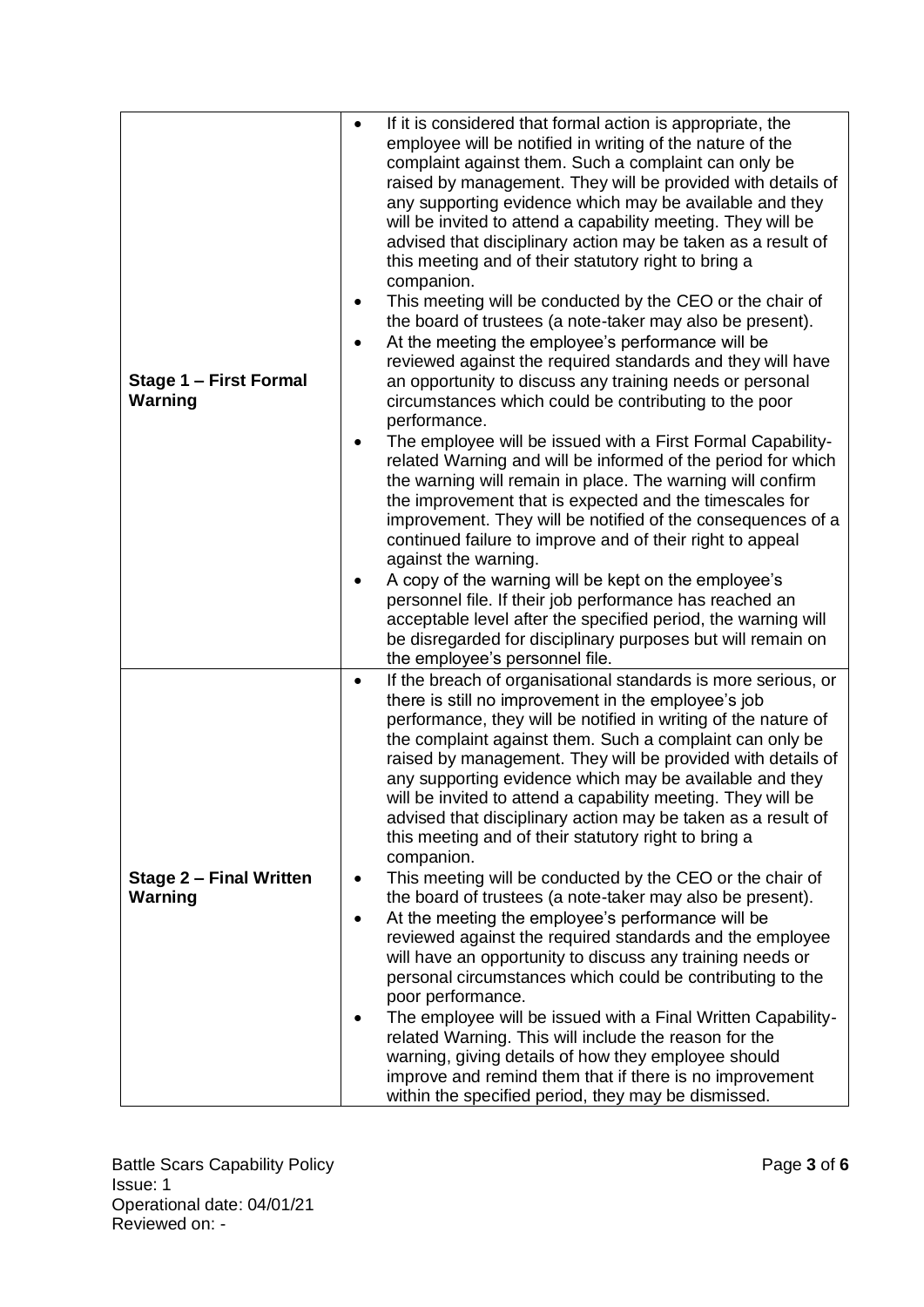| | |
|---|---|
| **Stage 1 – First Formal Warning** | • If it is considered that formal action is appropriate, the employee will be notified in writing of the nature of the complaint against them. Such a complaint can only be raised by management. They will be provided with details of any supporting evidence which may be available and they will be invited to attend a capability meeting. They will be advised that disciplinary action may be taken as a result of this meeting and of their statutory right to bring a companion.<br>• This meeting will be conducted by the CEO or the chair of the board of trustees (a note-taker may also be present).<br>• At the meeting the employee's performance will be reviewed against the required standards and they will have an opportunity to discuss any training needs or personal circumstances which could be contributing to the poor performance.<br>• The employee will be issued with a First Formal Capability-related Warning and will be informed of the period for which the warning will remain in place. The warning will confirm the improvement that is expected and the timescales for improvement. They will be notified of the consequences of a continued failure to improve and of their right to appeal against the warning.<br>• A copy of the warning will be kept on the employee's personnel file. If their job performance has reached an acceptable level after the specified period, the warning will be disregarded for disciplinary purposes but will remain on the employee's personnel file. |
| **Stage 2 – Final Written Warning** | • If the breach of organisational standards is more serious, or there is still no improvement in the employee's job performance, they will be notified in writing of the nature of the complaint against them. Such a complaint can only be raised by management. They will be provided with details of any supporting evidence which may be available and they will be invited to attend a capability meeting. They will be advised that disciplinary action may be taken as a result of this meeting and of their statutory right to bring a companion.<br>• This meeting will be conducted by the CEO or the chair of the board of trustees (a note-taker may also be present).<br>• At the meeting the employee's performance will be reviewed against the required standards and the employee will have an opportunity to discuss any training needs or personal circumstances which could be contributing to the poor performance.<br>• The employee will be issued with a Final Written Capability-related Warning. This will include the reason for the warning, giving details of how they employee should improve and remind them that if there is no improvement within the specified period, they may be dismissed. |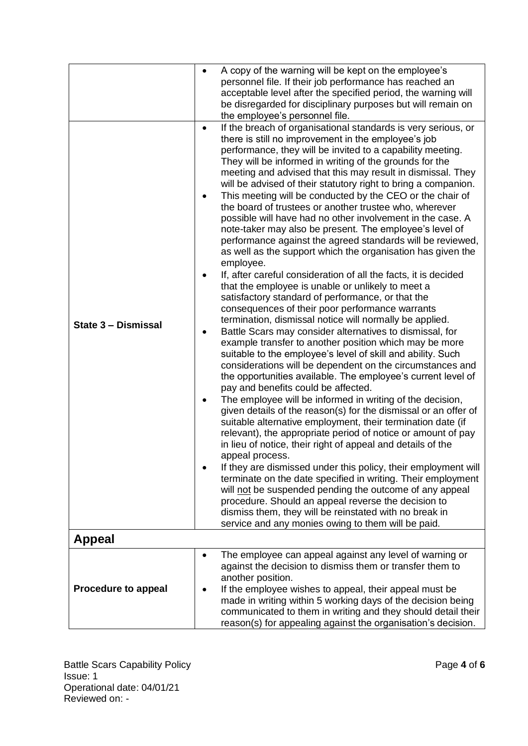| | |
|---|---|
| | • A copy of the warning will be kept on the employee's personnel file. If their job performance has reached an acceptable level after the specified period, the warning will be disregarded for disciplinary purposes but will remain on the employee's personnel file. |
| **State 3 – Dismissal** | • If the breach of organisational standards is very serious, or there is still no improvement in the employee's job performance, they will be invited to a capability meeting. They will be informed in writing of the grounds for the meeting and advised that this may result in dismissal. They will be advised of their statutory right to bring a companion.<br>• This meeting will be conducted by the CEO or the chair of the board of trustees or another trustee who, wherever possible will have had no other involvement in the case. A note-taker may also be present. The employee's level of performance against the agreed standards will be reviewed, as well as the support which the organisation has given the employee.<br>• If, after careful consideration of all the facts, it is decided that the employee is unable or unlikely to meet a satisfactory standard of performance, or that the consequences of their poor performance warrants termination, dismissal notice will normally be applied.<br>• Battle Scars may consider alternatives to dismissal, for example transfer to another position which may be more suitable to the employee's level of skill and ability. Such considerations will be dependent on the circumstances and the opportunities available. The employee's current level of pay and benefits could be affected.<br>• The employee will be informed in writing of the decision, given details of the reason(s) for the dismissal or an offer of suitable alternative employment, their termination date (if relevant), the appropriate period of notice or amount of pay in lieu of notice, their right of appeal and details of the appeal process.<br>• If they are dismissed under this policy, their employment will terminate on the date specified in writing. Their employment will <u>not</u> be suspended pending the outcome of any appeal procedure. Should an appeal reverse the decision to dismiss them, they will be reinstated with no break in service and any monies owing to them will be paid. |
| **Appeal** | |
| **Procedure to appeal** | • The employee can appeal against any level of warning or against the decision to dismiss them or transfer them to another position.<br>• If the employee wishes to appeal, their appeal must be made in writing within 5 working days of the decision being communicated to them in writing and they should detail their reason(s) for appealing against the organisation's decision. |

Battle Scars Capability Policy
Issue: 1
Operational date: 04/01/21
Reviewed on: -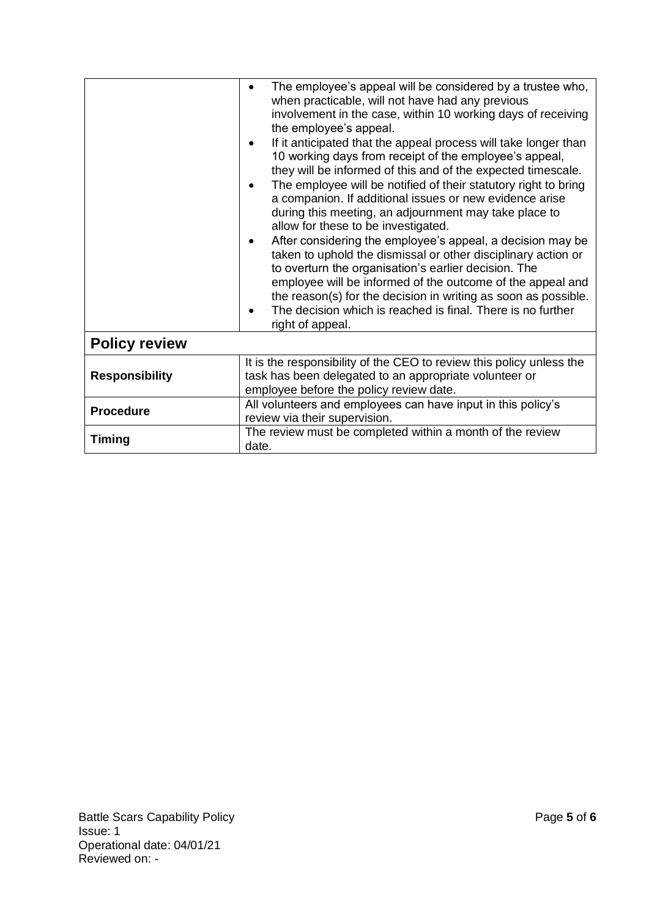| | |
|---|---|
| | <ul><li>The employee's appeal will be considered by a trustee who, when practicable, will not have had any previous involvement in the case, within 10 working days of receiving the employee's appeal.</li><li>If it anticipated that the appeal process will take longer than 10 working days from receipt of the employee's appeal, they will be informed of this and of the expected timescale.</li><li>The employee will be notified of their statutory right to bring a companion. If additional issues or new evidence arise during this meeting, an adjournment may take place to allow for these to be investigated.</li><li>After considering the employee's appeal, a decision may be taken to uphold the dismissal or other disciplinary action or to overturn the organisation's earlier decision. The employee will be informed of the outcome of the appeal and the reason(s) for the decision in writing as soon as possible.</li><li>The decision which is reached is final. There is no further right of appeal.</li></ul> |

## Policy review

| | |
|---|---|
| **Responsibility** | It is the responsibility of the CEO to review this policy unless the task has been delegated to an appropriate volunteer or employee before the policy review date. |
| **Procedure** | All volunteers and employees can have input in this policy's review via their supervision. |
| **Timing** | The review must be completed within a month of the review date. |

Battle Scars Capability Policy
Issue: 1
Operational date: 04/01/21
Reviewed on: -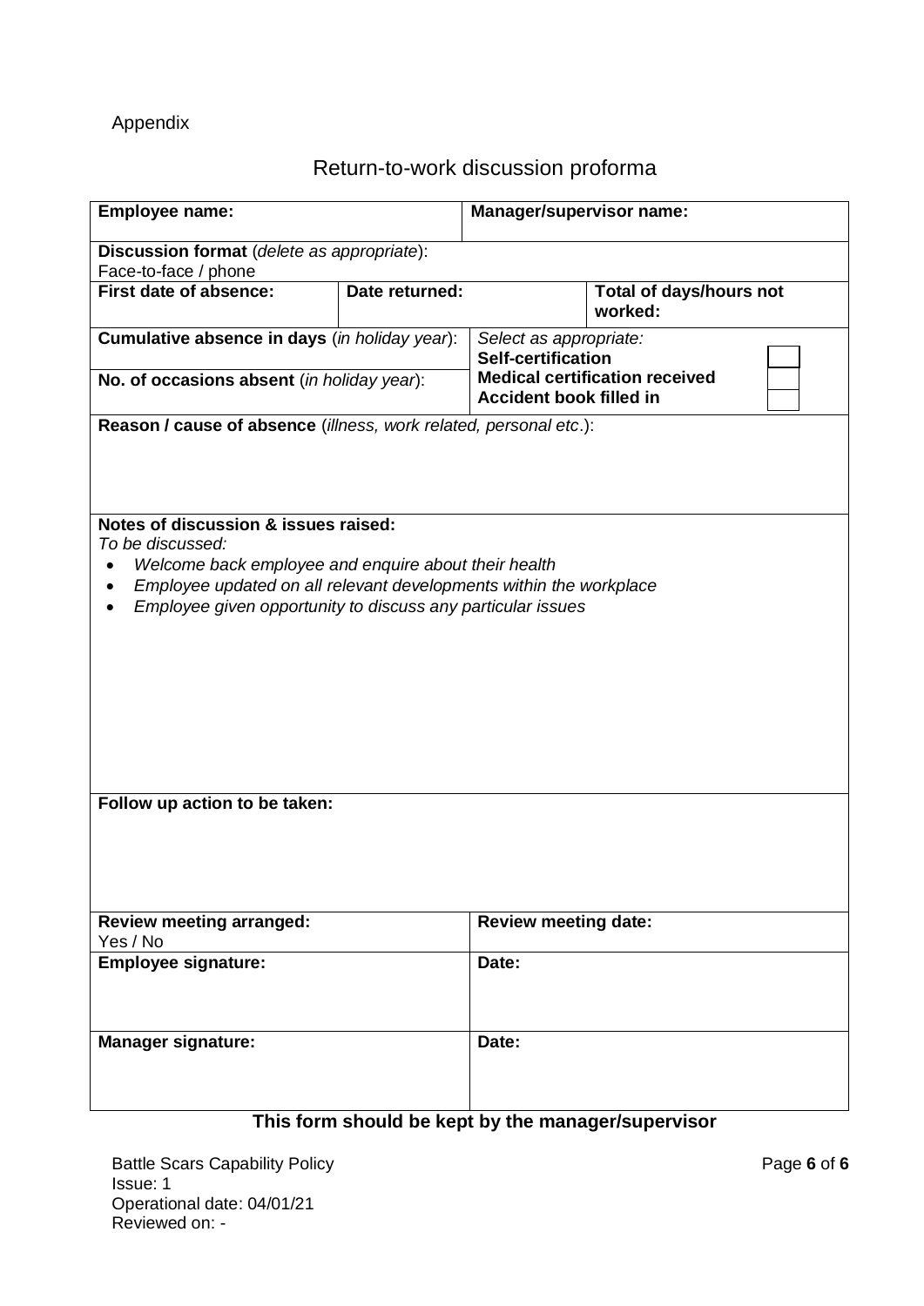Appendix

# Return-to-work discussion proforma

| | | | |
|---|---|---|---|
| **Employee name:** | | **Manager/supervisor name:** | |
| **Discussion format** (*delete as appropriate*):<br>Face-to-face / phone | | | |
| **First date of absence:** | **Date returned:** | | **Total of days/hours not worked:** |
| **Cumulative absence in days** (*in holiday year*): | | *Select as appropriate:*<br>**Self-certification** ☐<br>**Medical certification received** ☐<br>**Accident book filled in** ☐ | |
| **No. of occasions absent** (*in holiday year*): | | | |
| **Reason / cause of absence** (*illness, work related, personal etc*.): | | | |
| **Notes of discussion & issues raised:**<br>*To be discussed:*<br>• *Welcome back employee and enquire about their health*<br>• *Employee updated on all relevant developments within the workplace*<br>• *Employee given opportunity to discuss any particular issues* | | | |
| **Follow up action to be taken:** | | | |
| **Review meeting arranged:**<br>Yes / No | | **Review meeting date:** | |
| **Employee signature:** | | **Date:** | |
| **Manager signature:** | | **Date:** | |

**This form should be kept by the manager/supervisor**

Battle Scars Capability Policy
Issue: 1
Operational date: 04/01/21
Reviewed on: -